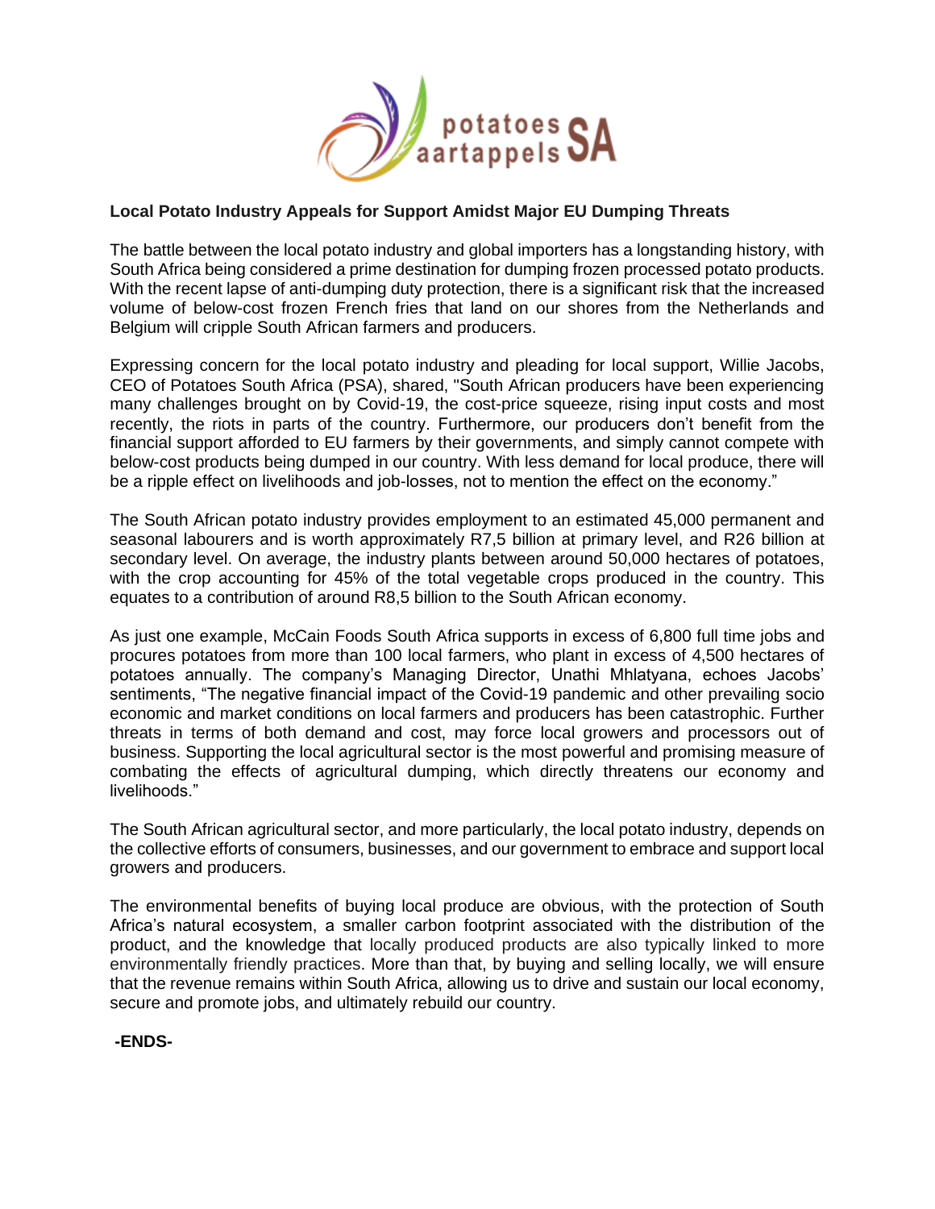**Local Potato Industry Appeals for Support Amidst Major EU Dumping Threats**

The battle between the local potato industry and global importers has a longstanding history, with South Africa being considered a prime destination for dumping frozen processed potato products. With the recent lapse of anti-dumping duty protection, there is a significant risk that the increased volume of below-cost frozen French fries that land on our shores from the Netherlands and Belgium will cripple South African farmers and producers.

Expressing concern for the local potato industry and pleading for local support, Willie Jacobs, CEO of Potatoes South Africa (PSA), shared, "South African producers have been experiencing many challenges brought on by Covid-19, the cost-price squeeze, rising input costs and most recently, the riots in parts of the country. Furthermore, our producers don't benefit from the financial support afforded to EU farmers by their governments, and simply cannot compete with below-cost products being dumped in our country. With less demand for local produce, there will be a ripple effect on livelihoods and job-losses, not to mention the effect on the economy."

The South African potato industry provides employment to an estimated 45,000 permanent and seasonal labourers and is worth approximately R7,5 billion at primary level, and R26 billion at secondary level. On average, the industry plants between around 50,000 hectares of potatoes, with the crop accounting for 45% of the total vegetable crops produced in the country. This equates to a contribution of around R8,5 billion to the South African economy.

As just one example, McCain Foods South Africa supports in excess of 6,800 full time jobs and procures potatoes from more than 100 local farmers, who plant in excess of 4,500 hectares of potatoes annually. The company's Managing Director, Unathi Mhlatyana, echoes Jacobs' sentiments, "The negative financial impact of the Covid-19 pandemic and other prevailing socio economic and market conditions on local farmers and producers has been catastrophic. Further threats in terms of both demand and cost, may force local growers and processors out of business. Supporting the local agricultural sector is the most powerful and promising measure of combating the effects of agricultural dumping, which directly threatens our economy and livelihoods."

The South African agricultural sector, and more particularly, the local potato industry, depends on the collective efforts of consumers, businesses, and our government to embrace and support local growers and producers.

The environmental benefits of buying local produce are obvious, with the protection of South Africa's natural ecosystem, a smaller carbon footprint associated with the distribution of the product, and the knowledge that locally produced products are also typically linked to more environmentally friendly practices. More than that, by buying and selling locally, we will ensure that the revenue remains within South Africa, allowing us to drive and sustain our local economy, secure and promote jobs, and ultimately rebuild our country.

**-ENDS-**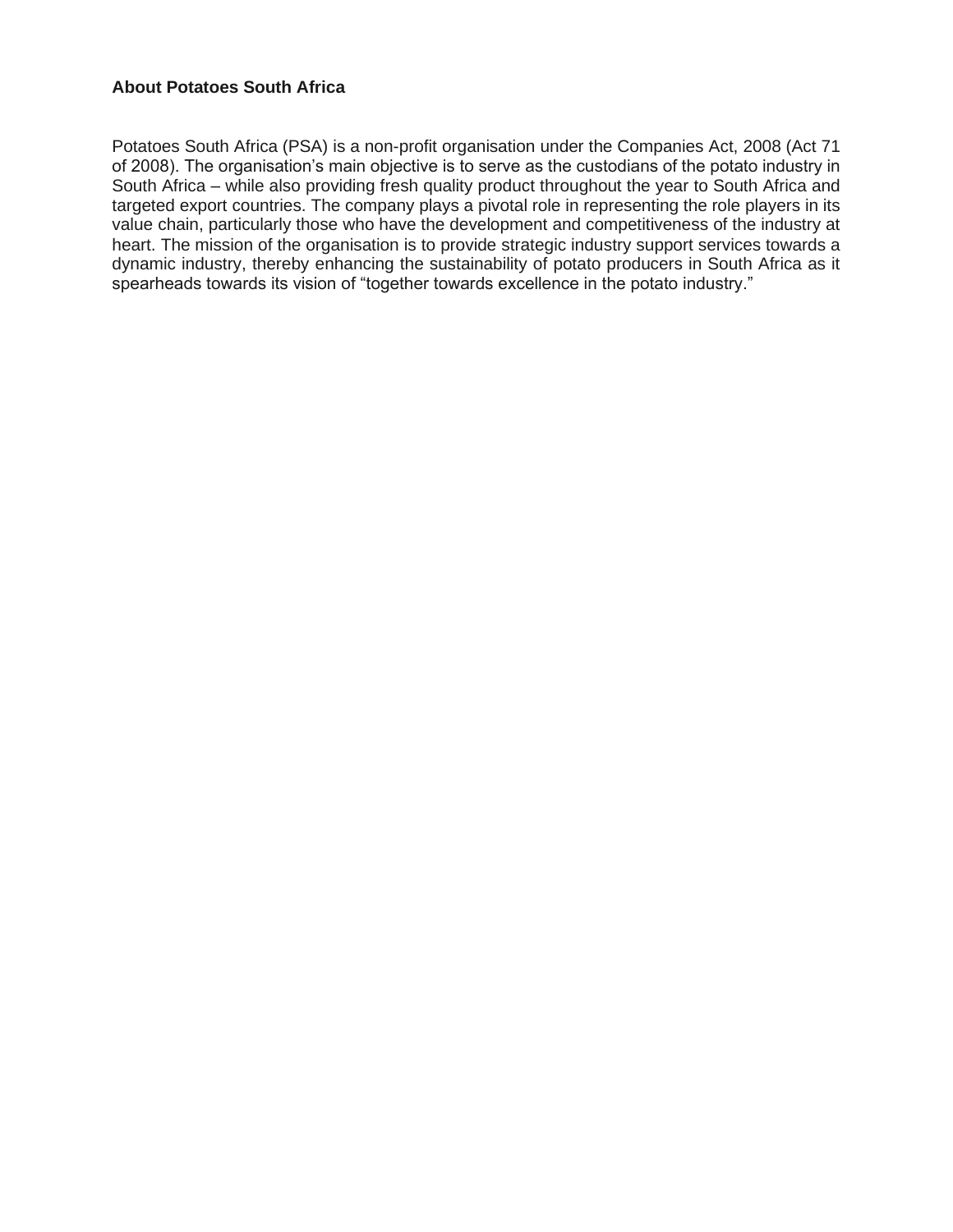**About Potatoes South Africa**

Potatoes South Africa (PSA) is a non-profit organisation under the Companies Act, 2008 (Act 71 of 2008). The organisation's main objective is to serve as the custodians of the potato industry in South Africa – while also providing fresh quality product throughout the year to South Africa and targeted export countries. The company plays a pivotal role in representing the role players in its value chain, particularly those who have the development and competitiveness of the industry at heart. The mission of the organisation is to provide strategic industry support services towards a dynamic industry, thereby enhancing the sustainability of potato producers in South Africa as it spearheads towards its vision of "together towards excellence in the potato industry."